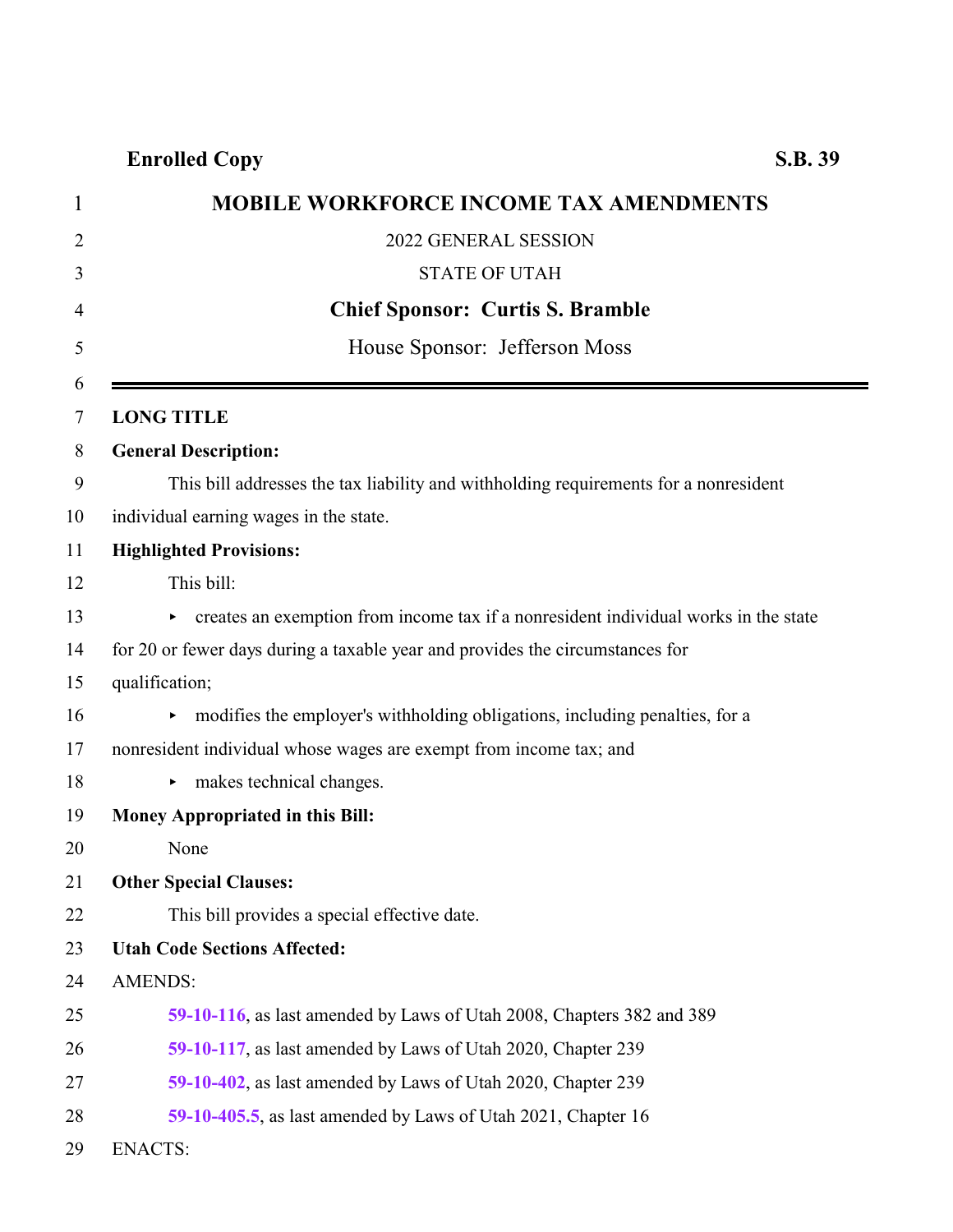**Enrolled Copy** **S.B. 39**

# MOBILE WORKFORCE INCOME TAX AMENDMENTS

2022 GENERAL SESSION

STATE OF UTAH

**Chief Sponsor: Curtis S. Bramble**

House Sponsor: Jefferson Moss

---

**LONG TITLE**

**General Description:**

This bill addresses the tax liability and withholding requirements for a nonresident individual earning wages in the state.

**Highlighted Provisions:**

This bill:

- creates an exemption from income tax if a nonresident individual works in the state for 20 or fewer days during a taxable year and provides the circumstances for qualification;
- modifies the employer's withholding obligations, including penalties, for a nonresident individual whose wages are exempt from income tax; and
- makes technical changes.

**Money Appropriated in this Bill:**

None

**Other Special Clauses:**

This bill provides a special effective date.

**Utah Code Sections Affected:**

AMENDS:

**59-10-116**, as last amended by Laws of Utah 2008, Chapters 382 and 389

**59-10-117**, as last amended by Laws of Utah 2020, Chapter 239

**59-10-402**, as last amended by Laws of Utah 2020, Chapter 239

**59-10-405.5**, as last amended by Laws of Utah 2021, Chapter 16

ENACTS: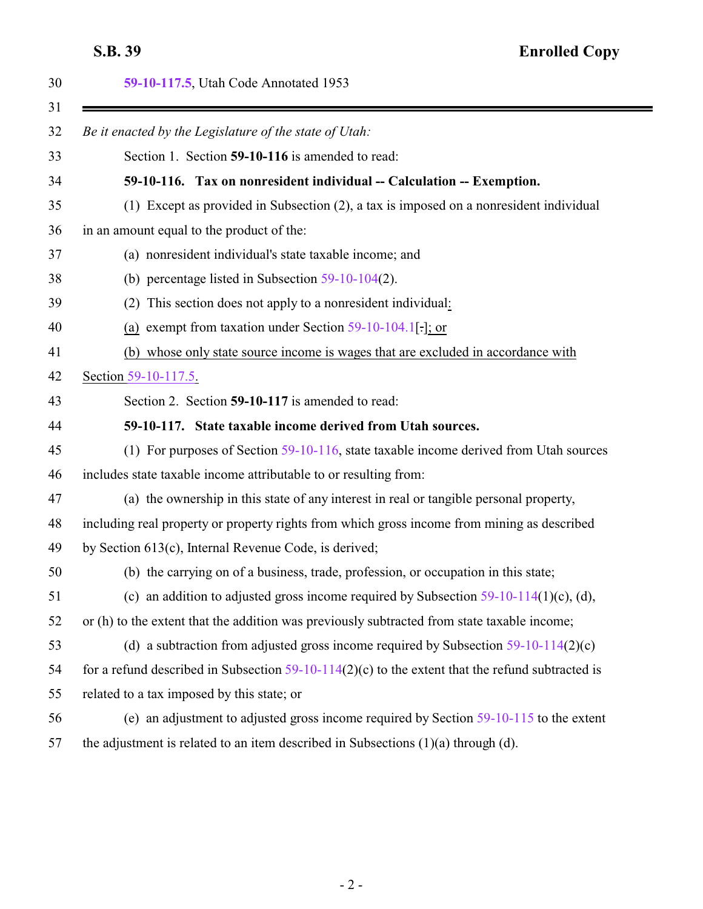59-10-117.5, Utah Code Annotated 1953

*Be it enacted by the Legislature of the state of Utah:*

Section 1. Section **59-10-116** is amended to read:

**59-10-116. Tax on nonresident individual -- Calculation -- Exemption.**

(1) Except as provided in Subsection (2), a tax is imposed on a nonresident individual in an amount equal to the product of the:

(a) nonresident individual's state taxable income; and

(b) percentage listed in Subsection 59-10-104(2).

(2) This section does not apply to a nonresident individual:

(a) exempt from taxation under Section 59-10-104.1[.]; or

(b) whose only state source income is wages that are excluded in accordance with Section 59-10-117.5.

Section 2. Section **59-10-117** is amended to read:

**59-10-117. State taxable income derived from Utah sources.**

(1) For purposes of Section 59-10-116, state taxable income derived from Utah sources includes state taxable income attributable to or resulting from:

(a) the ownership in this state of any interest in real or tangible personal property, including real property or property rights from which gross income from mining as described by Section 613(c), Internal Revenue Code, is derived;

(b) the carrying on of a business, trade, profession, or occupation in this state;

(c) an addition to adjusted gross income required by Subsection 59-10-114(1)(c), (d), or (h) to the extent that the addition was previously subtracted from state taxable income;

(d) a subtraction from adjusted gross income required by Subsection 59-10-114(2)(c) for a refund described in Subsection 59-10-114(2)(c) to the extent that the refund subtracted is related to a tax imposed by this state; or

(e) an adjustment to adjusted gross income required by Section 59-10-115 to the extent the adjustment is related to an item described in Subsections (1)(a) through (d).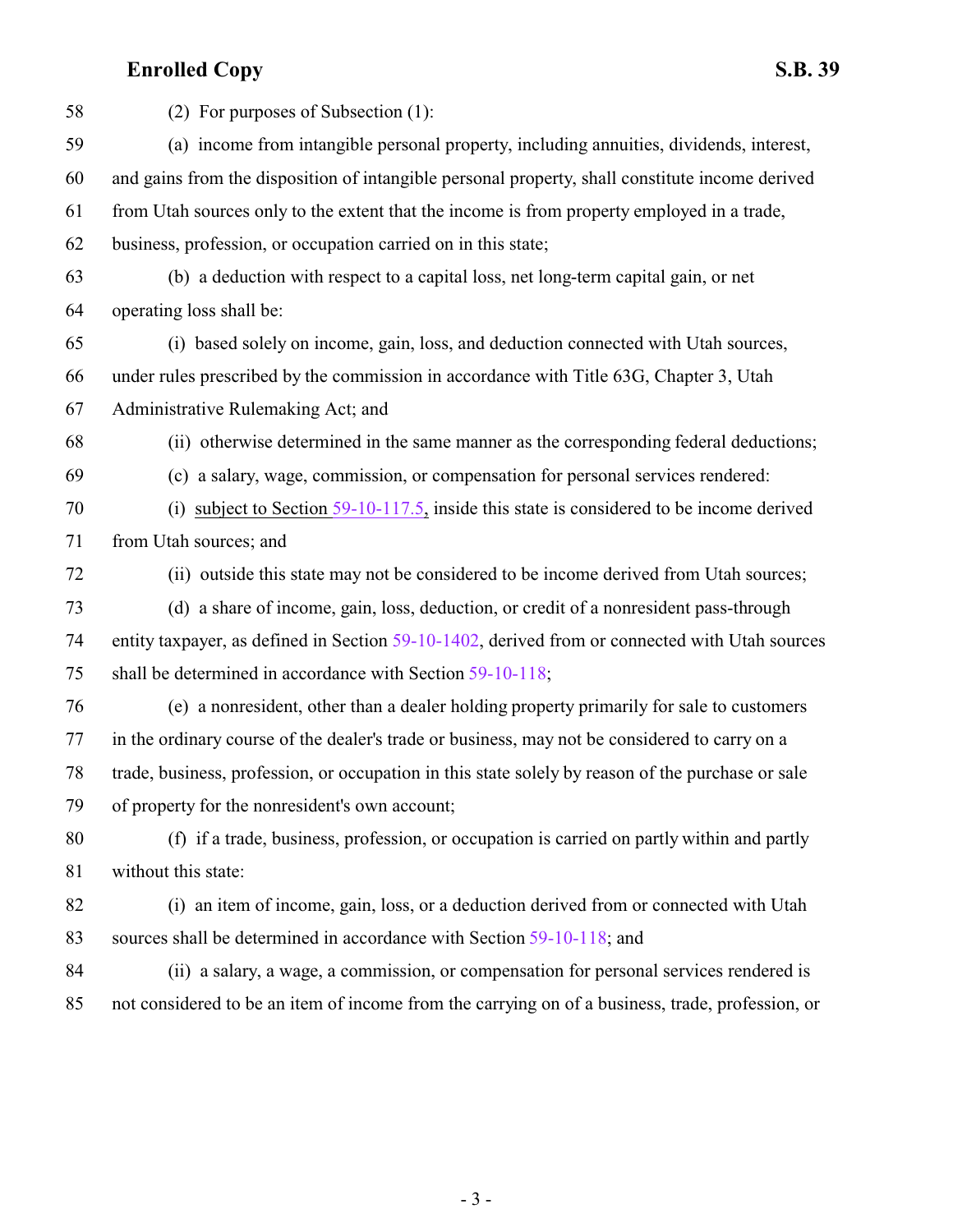58 (2) For purposes of Subsection (1):

59 (a) income from intangible personal property, including annuities, dividends, interest,
60 and gains from the disposition of intangible personal property, shall constitute income derived
61 from Utah sources only to the extent that the income is from property employed in a trade,
62 business, profession, or occupation carried on in this state;

63 (b) a deduction with respect to a capital loss, net long-term capital gain, or net
64 operating loss shall be:

65 (i) based solely on income, gain, loss, and deduction connected with Utah sources,
66 under rules prescribed by the commission in accordance with Title 63G, Chapter 3, Utah
67 Administrative Rulemaking Act; and

68 (ii) otherwise determined in the same manner as the corresponding federal deductions;

69 (c) a salary, wage, commission, or compensation for personal services rendered:

70 (i) subject to Section 59-10-117.5, inside this state is considered to be income derived
71 from Utah sources; and

72 (ii) outside this state may not be considered to be income derived from Utah sources;

73 (d) a share of income, gain, loss, deduction, or credit of a nonresident pass-through
74 entity taxpayer, as defined in Section 59-10-1402, derived from or connected with Utah sources
75 shall be determined in accordance with Section 59-10-118;

76 (e) a nonresident, other than a dealer holding property primarily for sale to customers
77 in the ordinary course of the dealer's trade or business, may not be considered to carry on a
78 trade, business, profession, or occupation in this state solely by reason of the purchase or sale
79 of property for the nonresident's own account;

80 (f) if a trade, business, profession, or occupation is carried on partly within and partly
81 without this state:

82 (i) an item of income, gain, loss, or a deduction derived from or connected with Utah
83 sources shall be determined in accordance with Section 59-10-118; and

84 (ii) a salary, a wage, a commission, or compensation for personal services rendered is
85 not considered to be an item of income from the carrying on of a business, trade, profession, or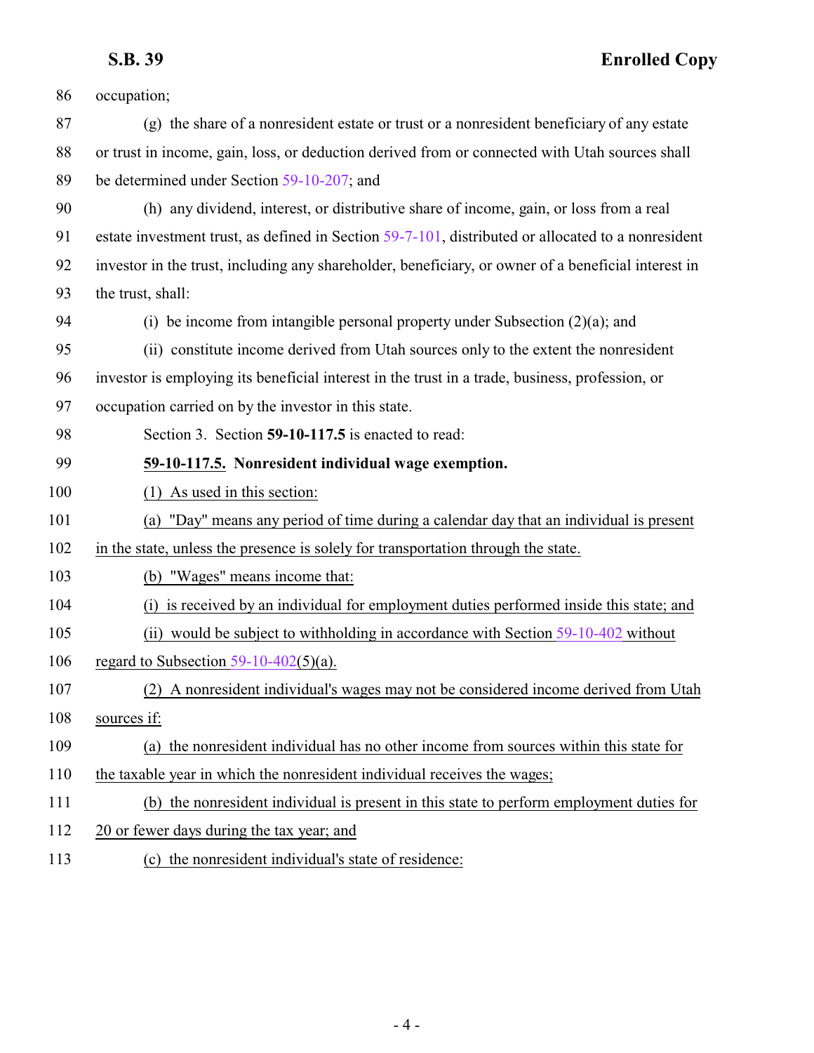occupation;

(g) the share of a nonresident estate or trust or a nonresident beneficiary of any estate or trust in income, gain, loss, or deduction derived from or connected with Utah sources shall be determined under Section 59-10-207; and

(h) any dividend, interest, or distributive share of income, gain, or loss from a real estate investment trust, as defined in Section 59-7-101, distributed or allocated to a nonresident investor in the trust, including any shareholder, beneficiary, or owner of a beneficial interest in the trust, shall:

(i) be income from intangible personal property under Subsection (2)(a); and

(ii) constitute income derived from Utah sources only to the extent the nonresident investor is employing its beneficial interest in the trust in a trade, business, profession, or occupation carried on by the investor in this state.

Section 3. Section **59-10-117.5** is enacted to read:

**59-10-117.5. Nonresident individual wage exemption.**

(1) As used in this section:

(a) "Day" means any period of time during a calendar day that an individual is present in the state, unless the presence is solely for transportation through the state.

(b) "Wages" means income that:

(i) is received by an individual for employment duties performed inside this state; and

(ii) would be subject to withholding in accordance with Section 59-10-402 without regard to Subsection 59-10-402(5)(a).

(2) A nonresident individual's wages may not be considered income derived from Utah sources if:

(a) the nonresident individual has no other income from sources within this state for the taxable year in which the nonresident individual receives the wages;

(b) the nonresident individual is present in this state to perform employment duties for 20 or fewer days during the tax year; and

(c) the nonresident individual's state of residence: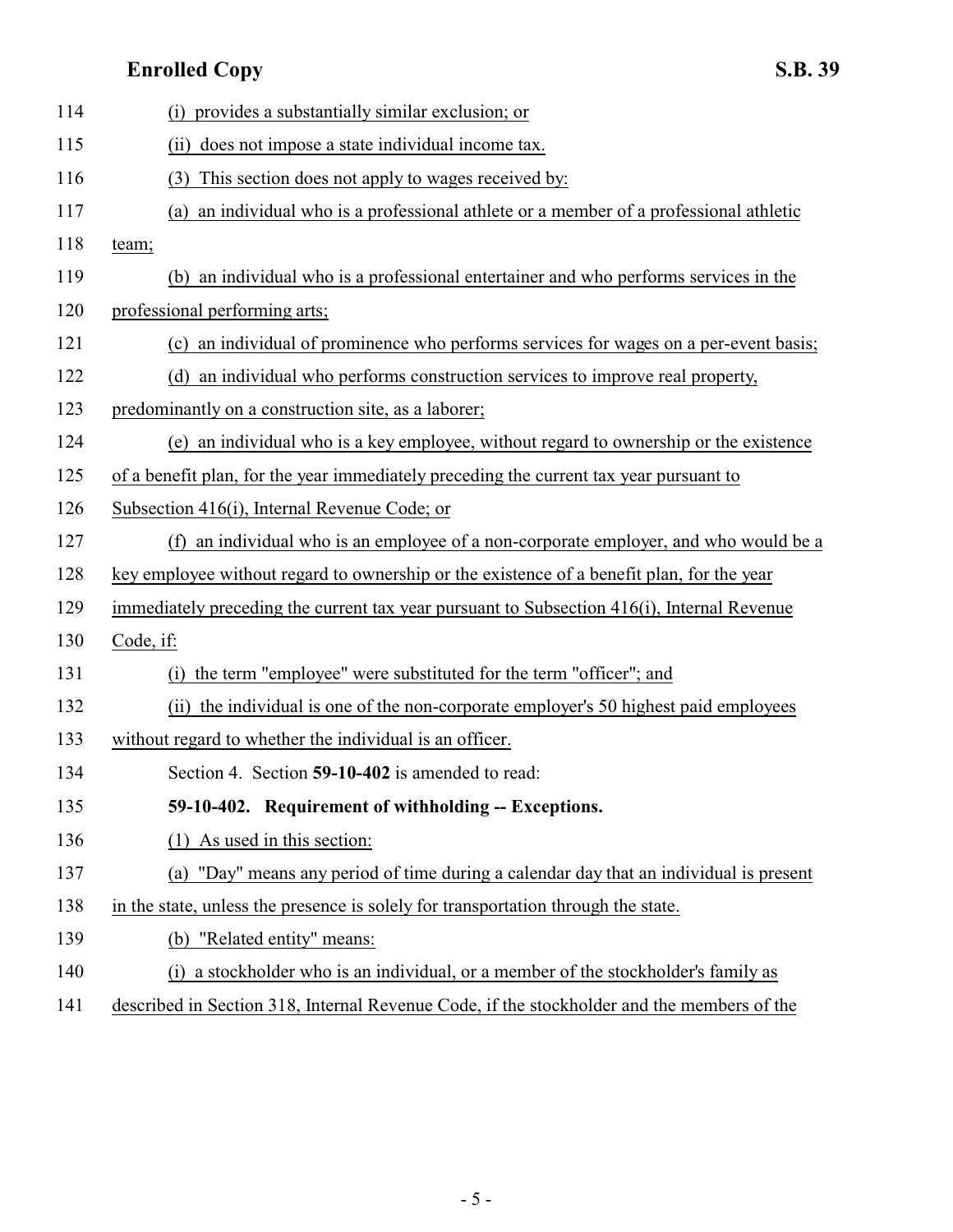114 (i) provides a substantially similar exclusion; or

115 (ii) does not impose a state individual income tax.

116 (3) This section does not apply to wages received by:

117 (a) an individual who is a professional athlete or a member of a professional athletic

118 team;

119 (b) an individual who is a professional entertainer and who performs services in the

120 professional performing arts;

121 (c) an individual of prominence who performs services for wages on a per-event basis;

122 (d) an individual who performs construction services to improve real property,

123 predominantly on a construction site, as a laborer;

124 (e) an individual who is a key employee, without regard to ownership or the existence

125 of a benefit plan, for the year immediately preceding the current tax year pursuant to

126 Subsection 416(i), Internal Revenue Code; or

127 (f) an individual who is an employee of a non-corporate employer, and who would be a

128 key employee without regard to ownership or the existence of a benefit plan, for the year

129 immediately preceding the current tax year pursuant to Subsection 416(i), Internal Revenue

130 Code, if:

131 (i) the term "employee" were substituted for the term "officer"; and

132 (ii) the individual is one of the non-corporate employer's 50 highest paid employees

133 without regard to whether the individual is an officer.

134 Section 4. Section **59-10-402** is amended to read:

135 **59-10-402. Requirement of withholding -- Exceptions.**

136 (1) As used in this section:

137 (a) "Day" means any period of time during a calendar day that an individual is present

138 in the state, unless the presence is solely for transportation through the state.

139 (b) "Related entity" means:

140 (i) a stockholder who is an individual, or a member of the stockholder's family as

141 described in Section 318, Internal Revenue Code, if the stockholder and the members of the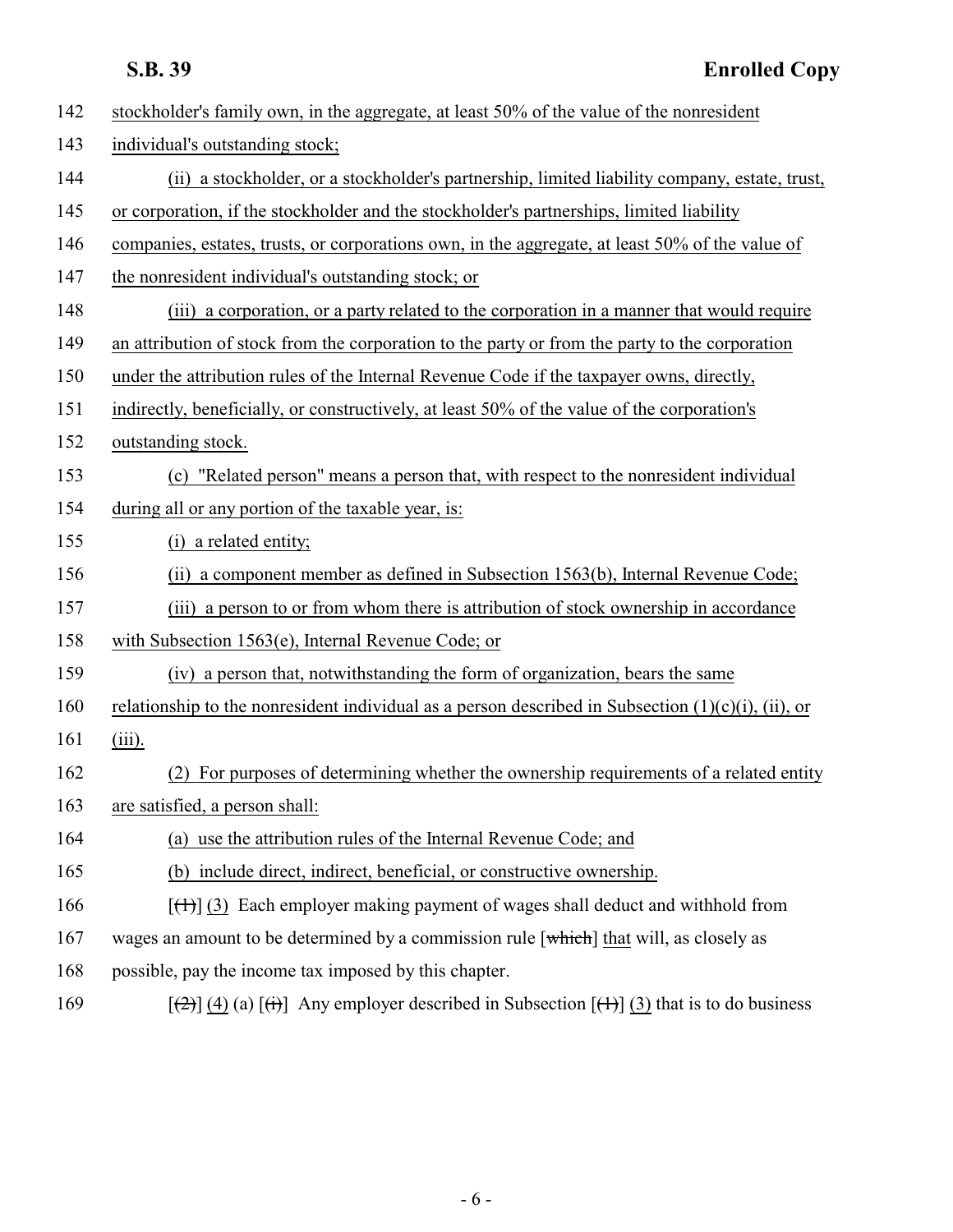142 stockholder's family own, in the aggregate, at least 50% of the value of the nonresident
143 individual's outstanding stock;
144 (ii) a stockholder, or a stockholder's partnership, limited liability company, estate, trust,
145 or corporation, if the stockholder and the stockholder's partnerships, limited liability
146 companies, estates, trusts, or corporations own, in the aggregate, at least 50% of the value of
147 the nonresident individual's outstanding stock; or
148 (iii) a corporation, or a party related to the corporation in a manner that would require
149 an attribution of stock from the corporation to the party or from the party to the corporation
150 under the attribution rules of the Internal Revenue Code if the taxpayer owns, directly,
151 indirectly, beneficially, or constructively, at least 50% of the value of the corporation's
152 outstanding stock.
153 (c) "Related person" means a person that, with respect to the nonresident individual
154 during all or any portion of the taxable year, is:
155 (i) a related entity;
156 (ii) a component member as defined in Subsection 1563(b), Internal Revenue Code;
157 (iii) a person to or from whom there is attribution of stock ownership in accordance
158 with Subsection 1563(e), Internal Revenue Code; or
159 (iv) a person that, notwithstanding the form of organization, bears the same
160 relationship to the nonresident individual as a person described in Subsection (1)(c)(i), (ii), or
161 (iii).
162 (2) For purposes of determining whether the ownership requirements of a related entity
163 are satisfied, a person shall:
164 (a) use the attribution rules of the Internal Revenue Code; and
165 (b) include direct, indirect, beneficial, or constructive ownership.
166 [~~(1)~~] (3) Each employer making payment of wages shall deduct and withhold from
167 wages an amount to be determined by a commission rule [~~which~~] that will, as closely as
168 possible, pay the income tax imposed by this chapter.
169 [~~(2)~~] (4) (a) [~~(i)~~] Any employer described in Subsection [~~(1)~~] (3) that is to do business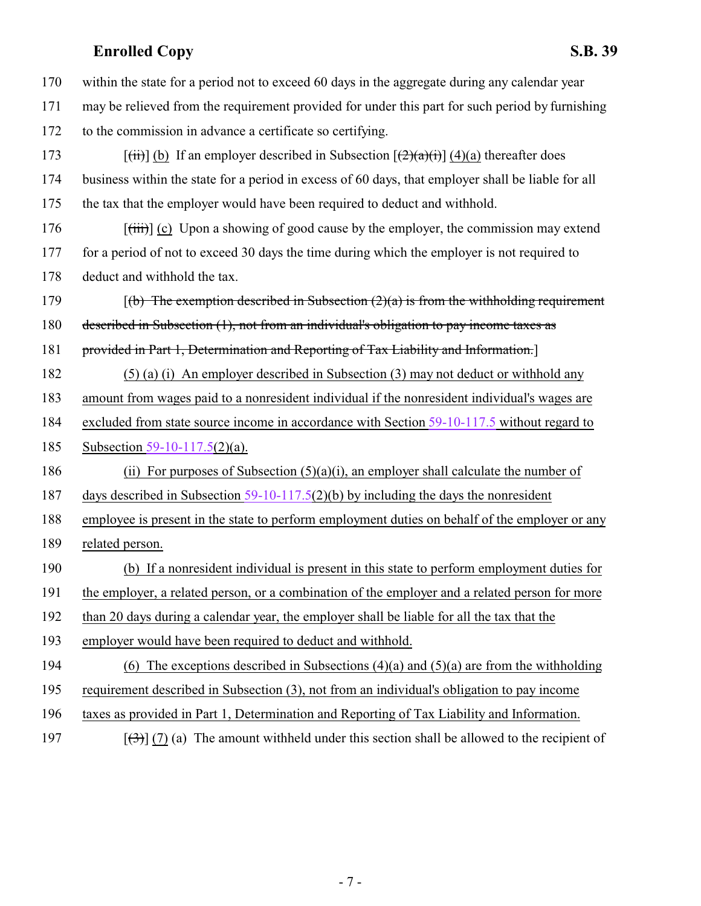170 within the state for a period not to exceed 60 days in the aggregate during any calendar year
171 may be relieved from the requirement provided for under this part for such period by furnishing
172 to the commission in advance a certificate so certifying.

173 [~~(ii)~~] (b) If an employer described in Subsection [~~(2)(a)(i)~~] (4)(a) thereafter does
174 business within the state for a period in excess of 60 days, that employer shall be liable for all
175 the tax that the employer would have been required to deduct and withhold.

176 [~~(iii)~~] (c) Upon a showing of good cause by the employer, the commission may extend
177 for a period of not to exceed 30 days the time during which the employer is not required to
178 deduct and withhold the tax.

179 [~~(b) The exemption described in Subsection (2)(a) is from the withholding requirement~~
180 ~~described in Subsection (1), not from an individual's obligation to pay income taxes as~~
181 ~~provided in Part 1, Determination and Reporting of Tax Liability and Information.~~]

182 (5) (a) (i) An employer described in Subsection (3) may not deduct or withhold any
183 amount from wages paid to a nonresident individual if the nonresident individual's wages are
184 excluded from state source income in accordance with Section 59-10-117.5 without regard to
185 Subsection 59-10-117.5(2)(a).

186 (ii) For purposes of Subsection (5)(a)(i), an employer shall calculate the number of
187 days described in Subsection 59-10-117.5(2)(b) by including the days the nonresident
188 employee is present in the state to perform employment duties on behalf of the employer or any
189 related person.

190 (b) If a nonresident individual is present in this state to perform employment duties for
191 the employer, a related person, or a combination of the employer and a related person for more
192 than 20 days during a calendar year, the employer shall be liable for all the tax that the
193 employer would have been required to deduct and withhold.

194 (6) The exceptions described in Subsections (4)(a) and (5)(a) are from the withholding
195 requirement described in Subsection (3), not from an individual's obligation to pay income
196 taxes as provided in Part 1, Determination and Reporting of Tax Liability and Information.

197 [~~(3)~~] (7) (a) The amount withheld under this section shall be allowed to the recipient of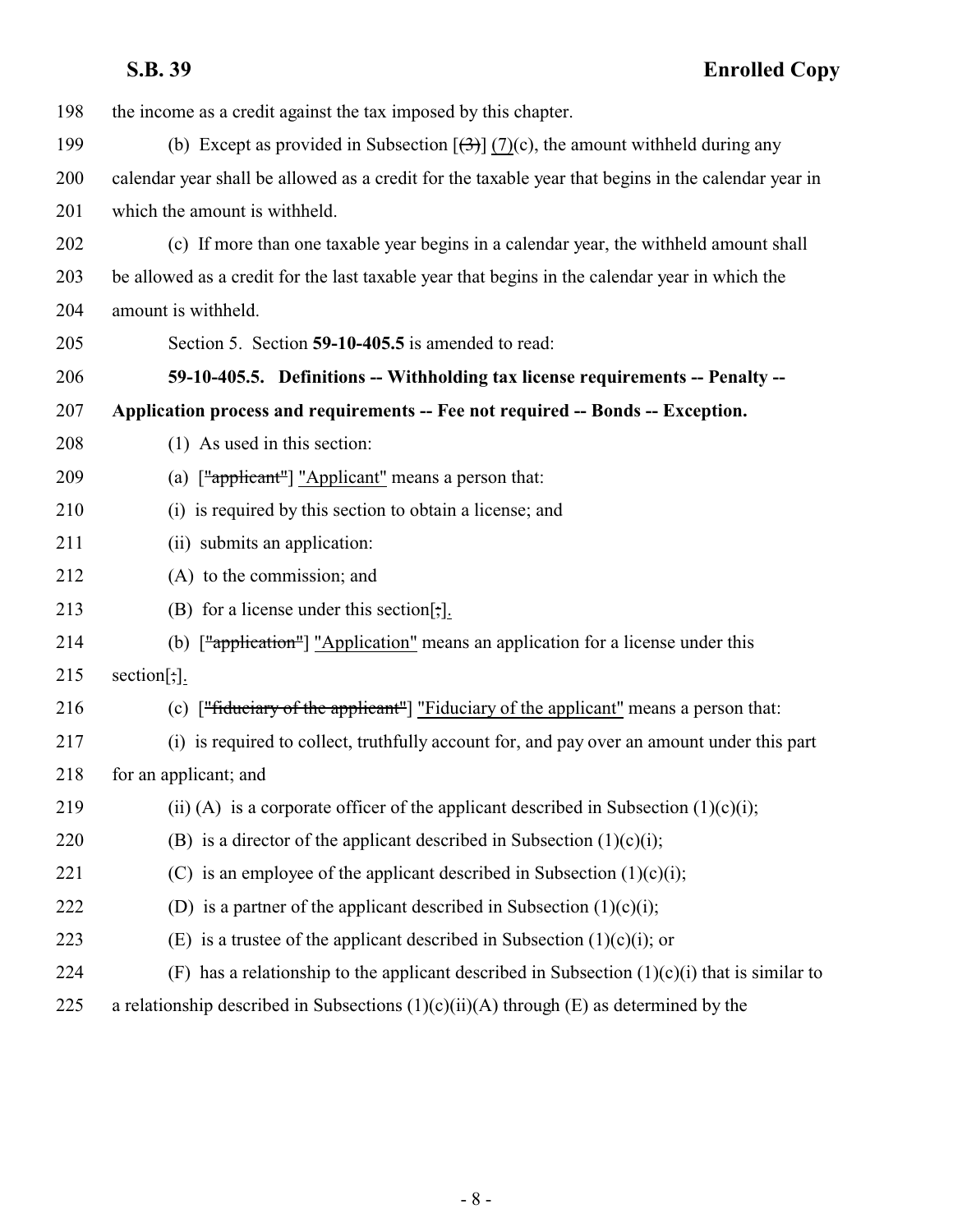198 the income as a credit against the tax imposed by this chapter.

199 (b) Except as provided in Subsection [~~(3)~~] (7)(c), the amount withheld during any
200 calendar year shall be allowed as a credit for the taxable year that begins in the calendar year in
201 which the amount is withheld.

202 (c) If more than one taxable year begins in a calendar year, the withheld amount shall
203 be allowed as a credit for the last taxable year that begins in the calendar year in which the
204 amount is withheld.

205 Section 5. Section **59-10-405.5** is amended to read:

206 **59-10-405.5. Definitions -- Withholding tax license requirements -- Penalty --**
207 **Application process and requirements -- Fee not required -- Bonds -- Exception.**

208 (1) As used in this section:

209 (a) [~~"applicant"~~] "Applicant" means a person that:

210 (i) is required by this section to obtain a license; and

211 (ii) submits an application:

212 (A) to the commission; and

213 (B) for a license under this section[~~;~~].

214 (b) [~~"application"~~] "Application" means an application for a license under this
215 section[~~;~~].

216 (c) [~~"fiduciary of the applicant"~~] "Fiduciary of the applicant" means a person that:

217 (i) is required to collect, truthfully account for, and pay over an amount under this part
218 for an applicant; and

219 (ii) (A) is a corporate officer of the applicant described in Subsection (1)(c)(i);

220 (B) is a director of the applicant described in Subsection (1)(c)(i);

221 (C) is an employee of the applicant described in Subsection (1)(c)(i);

222 (D) is a partner of the applicant described in Subsection (1)(c)(i);

223 (E) is a trustee of the applicant described in Subsection (1)(c)(i); or

224 (F) has a relationship to the applicant described in Subsection (1)(c)(i) that is similar to
225 a relationship described in Subsections (1)(c)(ii)(A) through (E) as determined by the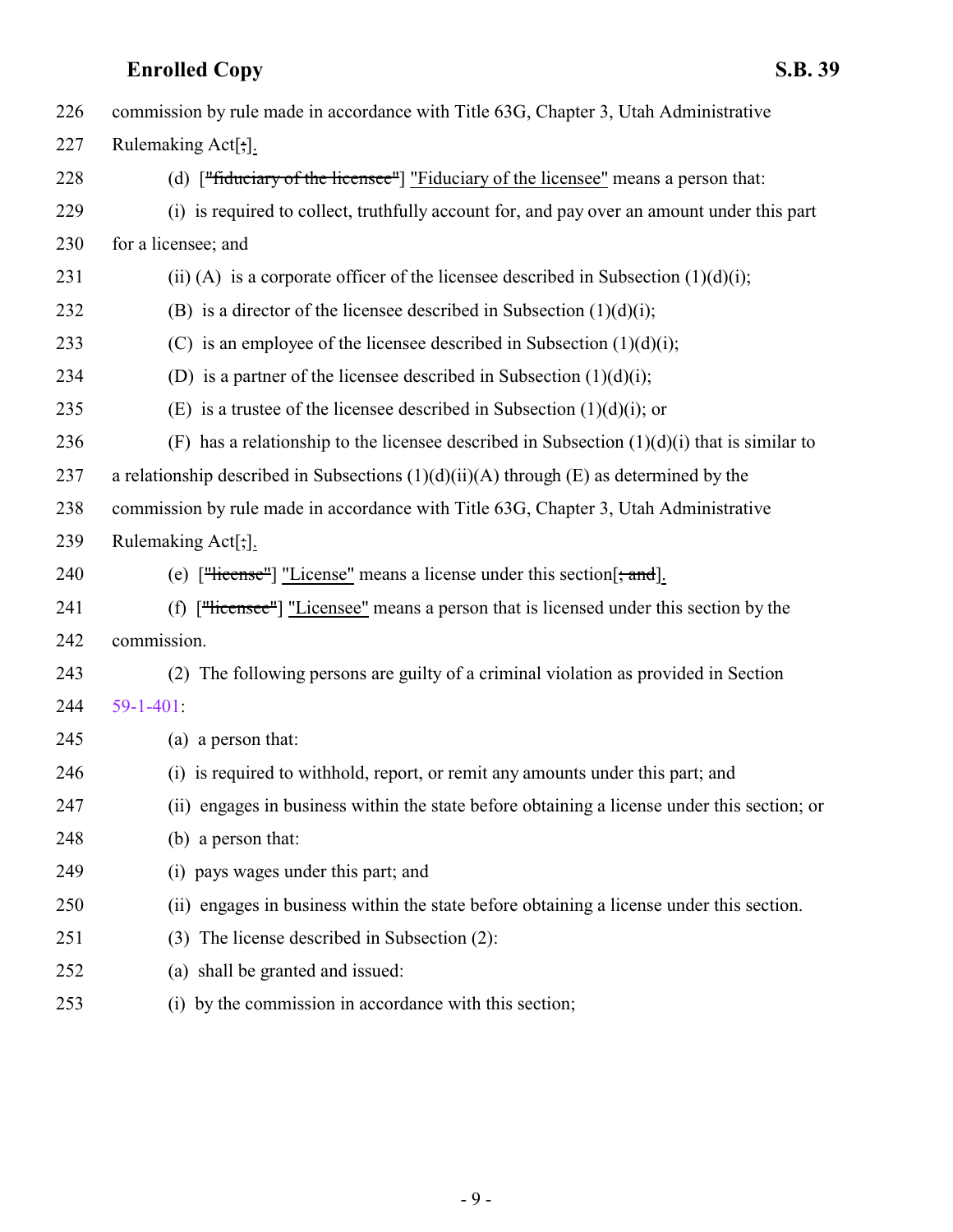commission by rule made in accordance with Title 63G, Chapter 3, Utah Administrative Rulemaking Act[;].

(d) ["fiduciary of the licensee"] "Fiduciary of the licensee" means a person that:

(i) is required to collect, truthfully account for, and pay over an amount under this part for a licensee; and

(ii) (A) is a corporate officer of the licensee described in Subsection (1)(d)(i);

(B) is a director of the licensee described in Subsection (1)(d)(i);

(C) is an employee of the licensee described in Subsection (1)(d)(i);

(D) is a partner of the licensee described in Subsection (1)(d)(i);

(E) is a trustee of the licensee described in Subsection (1)(d)(i); or

(F) has a relationship to the licensee described in Subsection (1)(d)(i) that is similar to a relationship described in Subsections (1)(d)(ii)(A) through (E) as determined by the commission by rule made in accordance with Title 63G, Chapter 3, Utah Administrative Rulemaking Act[;].

(e) ["license"] "License" means a license under this section[; and].

(f) ["licensee"] "Licensee" means a person that is licensed under this section by the commission.

(2) The following persons are guilty of a criminal violation as provided in Section 59-1-401:

(a) a person that:

(i) is required to withhold, report, or remit any amounts under this part; and

(ii) engages in business within the state before obtaining a license under this section; or

(b) a person that:

(i) pays wages under this part; and

(ii) engages in business within the state before obtaining a license under this section.

(3) The license described in Subsection (2):

(a) shall be granted and issued:

(i) by the commission in accordance with this section;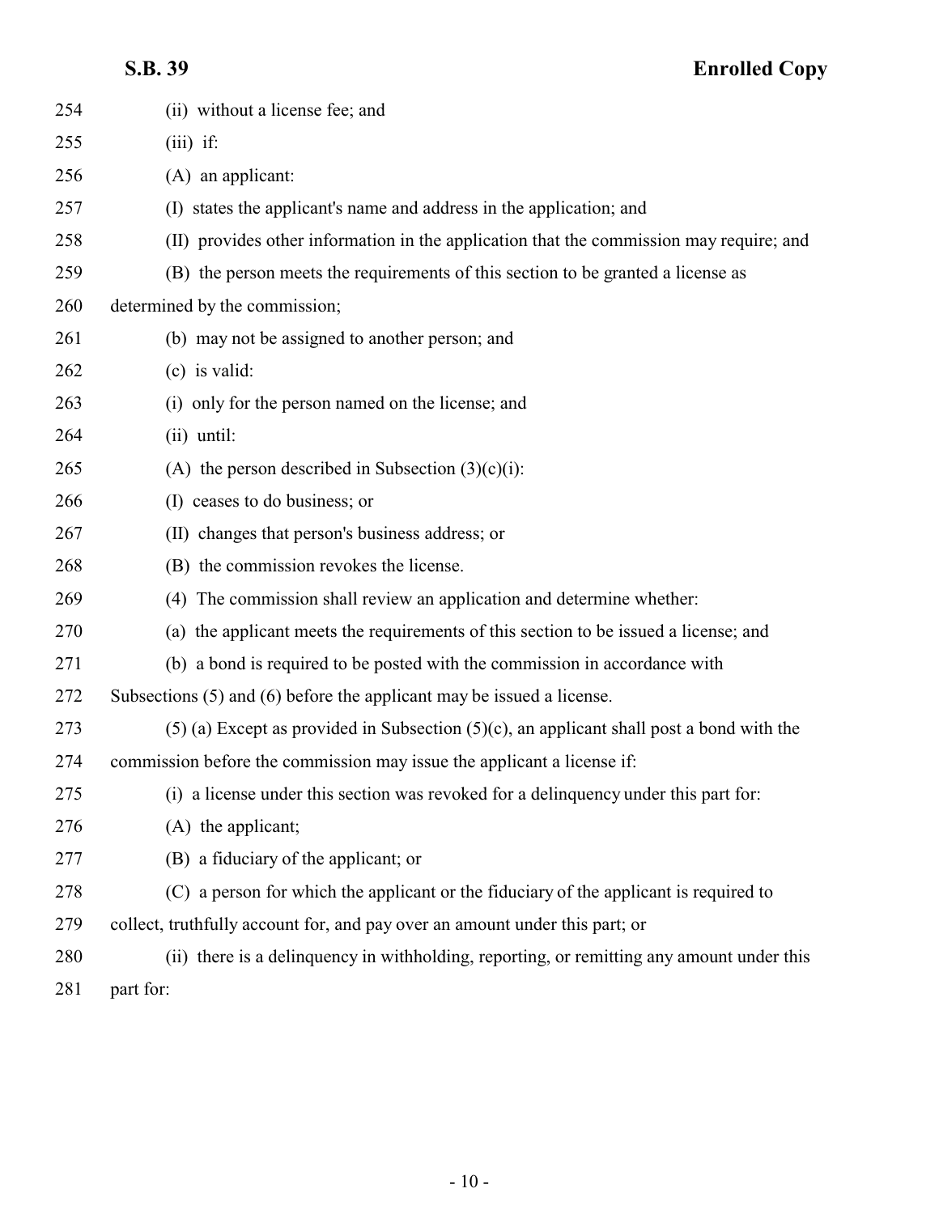(ii) without a license fee; and

(iii) if:

(A) an applicant:

(I) states the applicant's name and address in the application; and

(II) provides other information in the application that the commission may require; and

(B) the person meets the requirements of this section to be granted a license as determined by the commission;

(b) may not be assigned to another person; and

(c) is valid:

(i) only for the person named on the license; and

(ii) until:

(A) the person described in Subsection (3)(c)(i):

(I) ceases to do business; or

(II) changes that person's business address; or

(B) the commission revokes the license.

(4) The commission shall review an application and determine whether:

(a) the applicant meets the requirements of this section to be issued a license; and

(b) a bond is required to be posted with the commission in accordance with Subsections (5) and (6) before the applicant may be issued a license.

(5) (a) Except as provided in Subsection (5)(c), an applicant shall post a bond with the commission before the commission may issue the applicant a license if:

(i) a license under this section was revoked for a delinquency under this part for:

(A) the applicant;

(B) a fiduciary of the applicant; or

(C) a person for which the applicant or the fiduciary of the applicant is required to collect, truthfully account for, and pay over an amount under this part; or

(ii) there is a delinquency in withholding, reporting, or remitting any amount under this part for: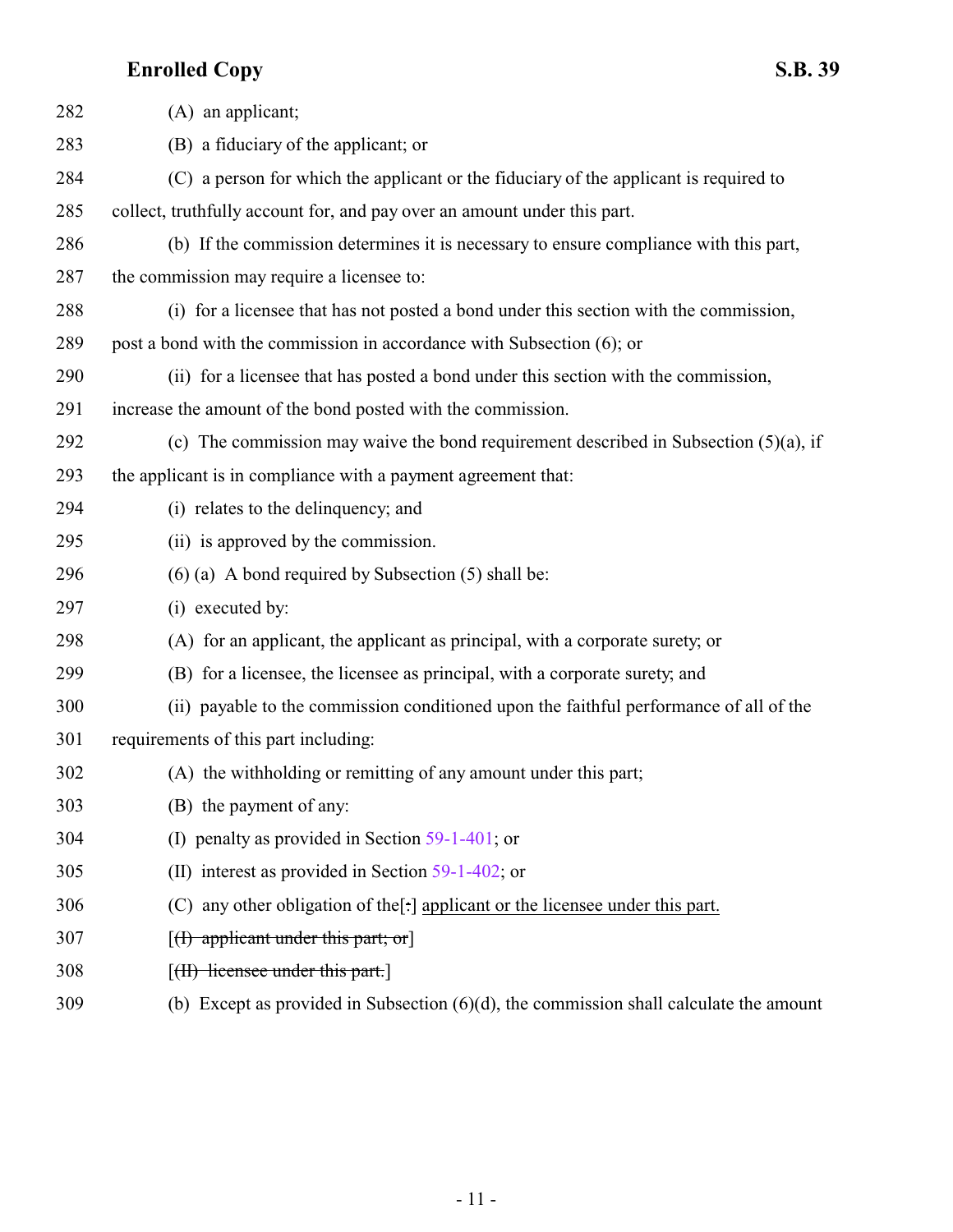282 (A) an applicant;

283 (B) a fiduciary of the applicant; or

284 (C) a person for which the applicant or the fiduciary of the applicant is required to

285 collect, truthfully account for, and pay over an amount under this part.

286 (b) If the commission determines it is necessary to ensure compliance with this part,

287 the commission may require a licensee to:

288 (i) for a licensee that has not posted a bond under this section with the commission,

289 post a bond with the commission in accordance with Subsection (6); or

290 (ii) for a licensee that has posted a bond under this section with the commission,

291 increase the amount of the bond posted with the commission.

292 (c) The commission may waive the bond requirement described in Subsection (5)(a), if

293 the applicant is in compliance with a payment agreement that:

294 (i) relates to the delinquency; and

295 (ii) is approved by the commission.

296 (6) (a) A bond required by Subsection (5) shall be:

297 (i) executed by:

298 (A) for an applicant, the applicant as principal, with a corporate surety; or

299 (B) for a licensee, the licensee as principal, with a corporate surety; and

300 (ii) payable to the commission conditioned upon the faithful performance of all of the

301 requirements of this part including:

302 (A) the withholding or remitting of any amount under this part;

303 (B) the payment of any:

304 (I) penalty as provided in Section 59-1-401; or

305 (II) interest as provided in Section 59-1-402; or

306 (C) any other obligation of the[~~:~~] <u>applicant or the licensee under this part.</u>

307 [~~(I) applicant under this part; or~~]

308 [~~(II) licensee under this part.~~]

309 (b) Except as provided in Subsection (6)(d), the commission shall calculate the amount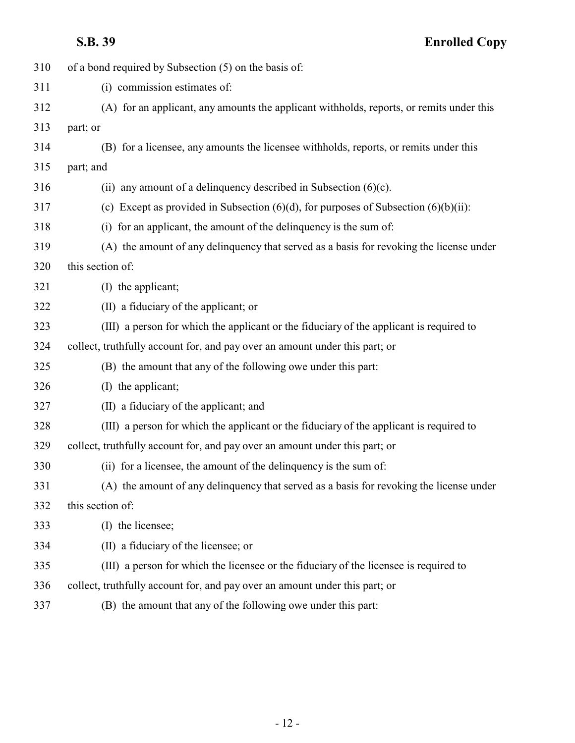of a bond required by Subsection (5) on the basis of:

(i) commission estimates of:

(A) for an applicant, any amounts the applicant withholds, reports, or remits under this part; or

(B) for a licensee, any amounts the licensee withholds, reports, or remits under this part; and

(ii) any amount of a delinquency described in Subsection (6)(c).

(c) Except as provided in Subsection (6)(d), for purposes of Subsection (6)(b)(ii):

(i) for an applicant, the amount of the delinquency is the sum of:

(A) the amount of any delinquency that served as a basis for revoking the license under this section of:

(I) the applicant;

(II) a fiduciary of the applicant; or

(III) a person for which the applicant or the fiduciary of the applicant is required to collect, truthfully account for, and pay over an amount under this part; or

(B) the amount that any of the following owe under this part:

(I) the applicant;

(II) a fiduciary of the applicant; and

(III) a person for which the applicant or the fiduciary of the applicant is required to collect, truthfully account for, and pay over an amount under this part; or

(ii) for a licensee, the amount of the delinquency is the sum of:

(A) the amount of any delinquency that served as a basis for revoking the license under this section of:

(I) the licensee;

(II) a fiduciary of the licensee; or

(III) a person for which the licensee or the fiduciary of the licensee is required to collect, truthfully account for, and pay over an amount under this part; or

(B) the amount that any of the following owe under this part: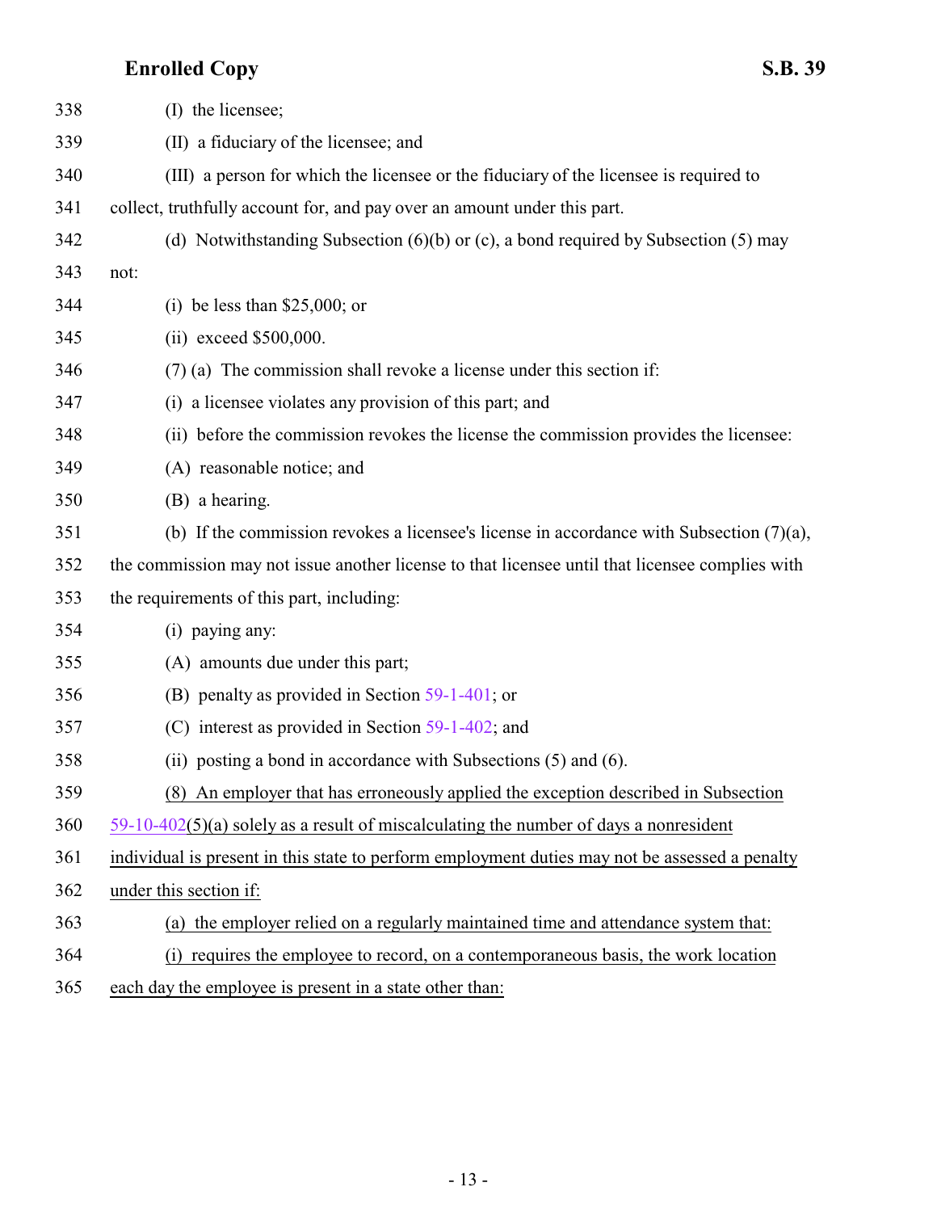(I) the licensee;

(II) a fiduciary of the licensee; and

(III) a person for which the licensee or the fiduciary of the licensee is required to collect, truthfully account for, and pay over an amount under this part.

(d) Notwithstanding Subsection (6)(b) or (c), a bond required by Subsection (5) may not:

(i) be less than $25,000; or

(ii) exceed $500,000.

(7) (a) The commission shall revoke a license under this section if:

(i) a licensee violates any provision of this part; and

(ii) before the commission revokes the license the commission provides the licensee:

(A) reasonable notice; and

(B) a hearing.

(b) If the commission revokes a licensee's license in accordance with Subsection (7)(a), the commission may not issue another license to that licensee until that licensee complies with the requirements of this part, including:

(i) paying any:

(A) amounts due under this part;

(B) penalty as provided in Section 59-1-401; or

(C) interest as provided in Section 59-1-402; and

(ii) posting a bond in accordance with Subsections (5) and (6).

(8) An employer that has erroneously applied the exception described in Subsection 59-10-402(5)(a) solely as a result of miscalculating the number of days a nonresident individual is present in this state to perform employment duties may not be assessed a penalty under this section if:

(a) the employer relied on a regularly maintained time and attendance system that:

(i) requires the employee to record, on a contemporaneous basis, the work location each day the employee is present in a state other than: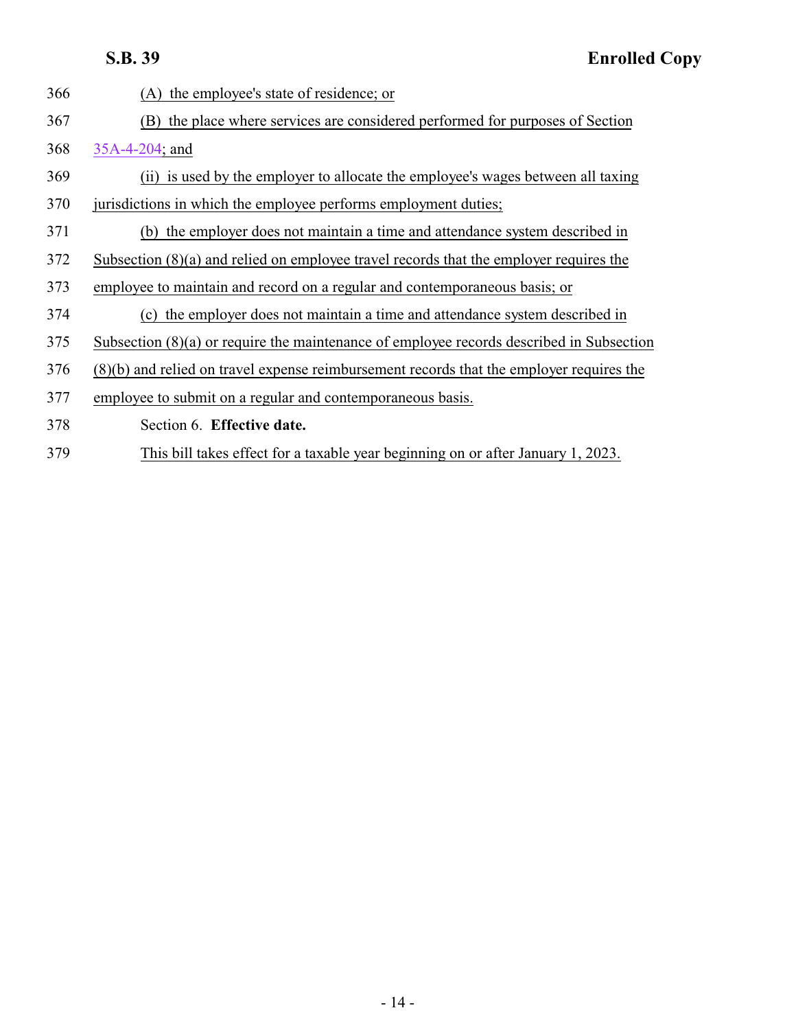(A) the employee's state of residence; or

(B) the place where services are considered performed for purposes of Section 35A-4-204; and

(ii) is used by the employer to allocate the employee's wages between all taxing jurisdictions in which the employee performs employment duties;

(b) the employer does not maintain a time and attendance system described in Subsection (8)(a) and relied on employee travel records that the employer requires the employee to maintain and record on a regular and contemporaneous basis; or

(c) the employer does not maintain a time and attendance system described in Subsection (8)(a) or require the maintenance of employee records described in Subsection (8)(b) and relied on travel expense reimbursement records that the employer requires the employee to submit on a regular and contemporaneous basis.

Section 6. **Effective date.**

This bill takes effect for a taxable year beginning on or after January 1, 2023.